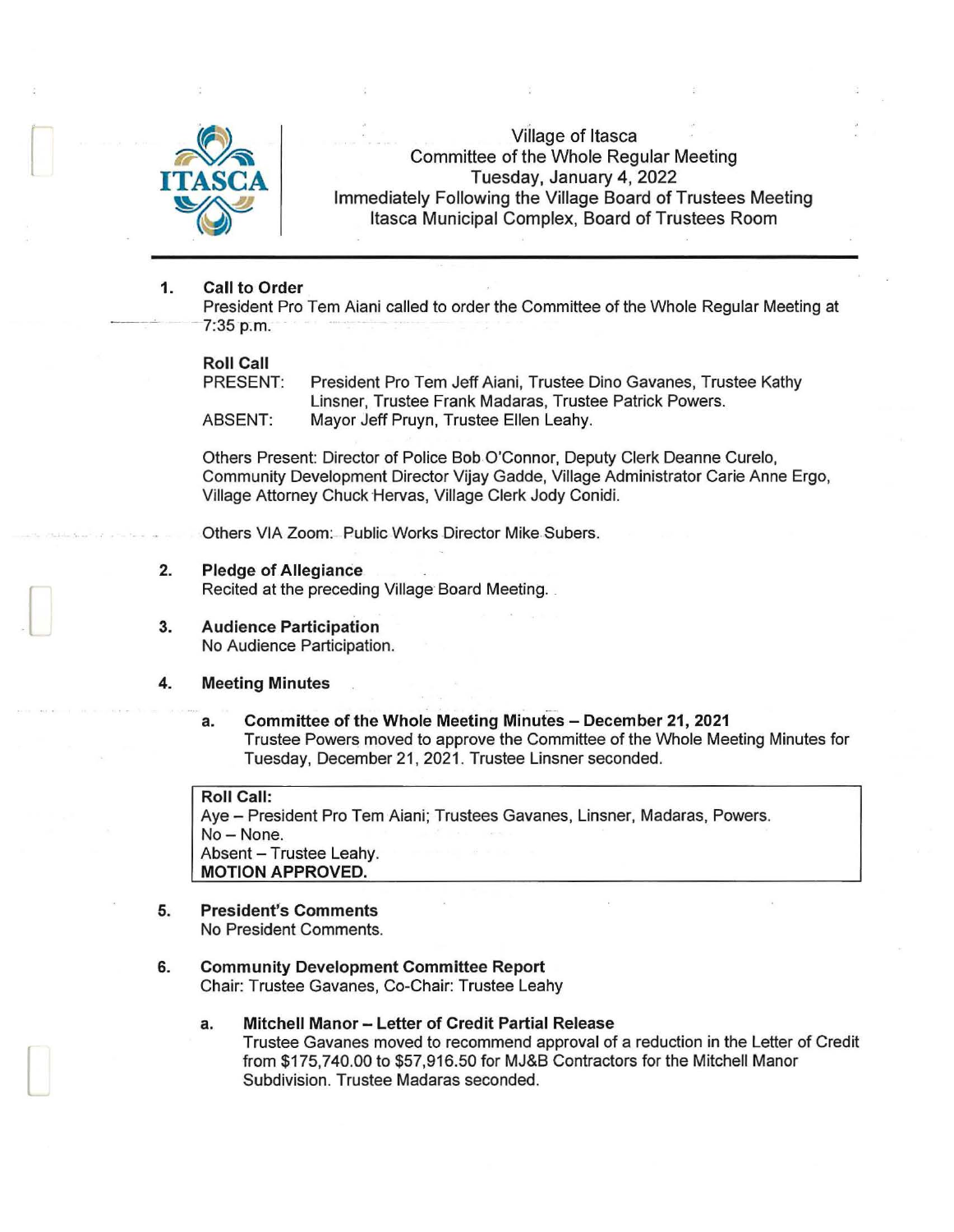# Village of Itasca
## Committee of the Whole Regular Meeting
### Tuesday, January 4, 2022
### Immediately Following the Village Board of Trustees Meeting
### Itasca Municipal Complex, Board of Trustees Room

**1. Call to Order**

President Pro Tem Aiani called to order the Committee of the Whole Regular Meeting at 7:35 p.m.

**Roll Call**

PRESENT: President Pro Tem Jeff Aiani, Trustee Dino Gavanes, Trustee Kathy Linsner, Trustee Frank Madaras, Trustee Patrick Powers.

ABSENT: Mayor Jeff Pruyn, Trustee Ellen Leahy.

Others Present: Director of Police Bob O'Connor, Deputy Clerk Deanne Curelo, Community Development Director Vijay Gadde, Village Administrator Carie Anne Ergo, Village Attorney Chuck Hervas, Village Clerk Jody Conidi.

Others VIA Zoom: Public Works Director Mike Subers.

**2. Pledge of Allegiance**

Recited at the preceding Village Board Meeting.

**3. Audience Participation**

No Audience Participation.

**4. Meeting Minutes**

**a. Committee of the Whole Meeting Minutes – December 21, 2021**

Trustee Powers moved to approve the Committee of the Whole Meeting Minutes for Tuesday, December 21, 2021. Trustee Linsner seconded.

> **Roll Call:**
> Aye – President Pro Tem Aiani; Trustees Gavanes, Linsner, Madaras, Powers.
> No – None.
> Absent – Trustee Leahy.
> **MOTION APPROVED.**

**5. President's Comments**

No President Comments.

**6. Community Development Committee Report**

Chair: Trustee Gavanes, Co-Chair: Trustee Leahy

**a. Mitchell Manor – Letter of Credit Partial Release**

Trustee Gavanes moved to recommend approval of a reduction in the Letter of Credit from $175,740.00 to $57,916.50 for MJ&B Contractors for the Mitchell Manor Subdivision. Trustee Madaras seconded.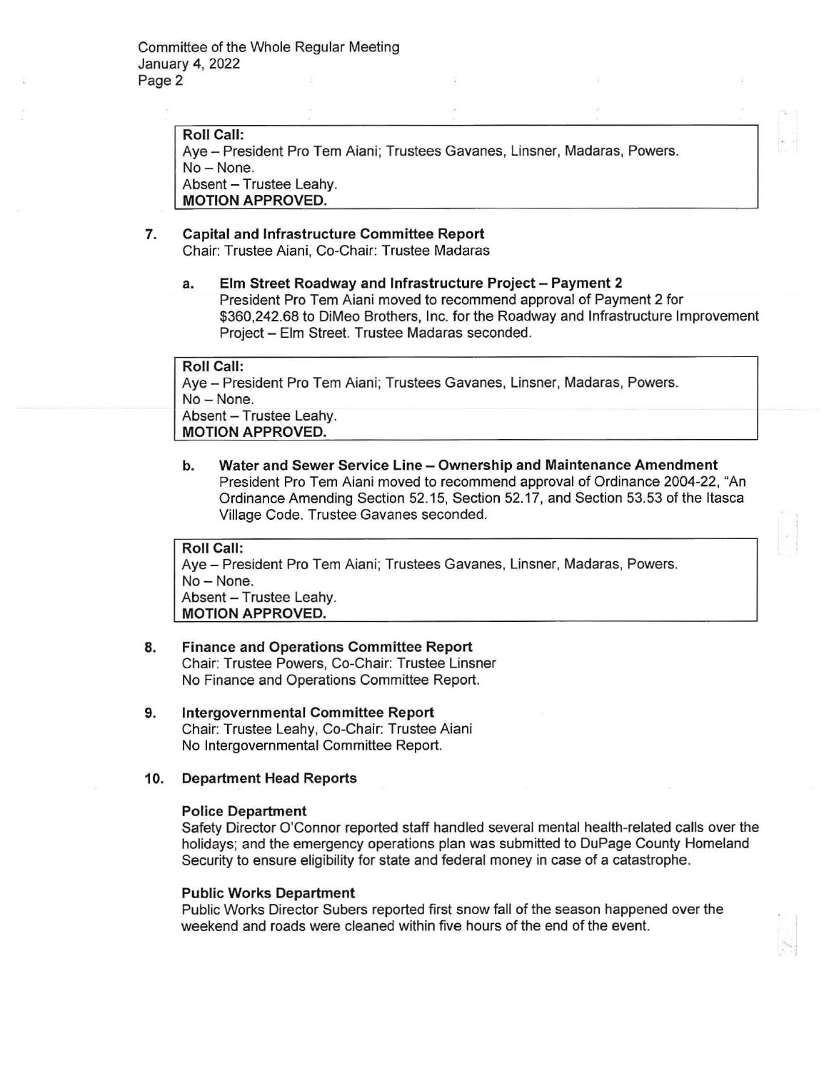**Roll Call:**
Aye – President Pro Tem Aiani; Trustees Gavanes, Linsner, Madaras, Powers.
No – None.
Absent – Trustee Leahy.
**MOTION APPROVED.**

**7. Capital and Infrastructure Committee Report**
Chair: Trustee Aiani, Co-Chair: Trustee Madaras

**a. Elm Street Roadway and Infrastructure Project – Payment 2**
President Pro Tem Aiani moved to recommend approval of Payment 2 for $360,242.68 to DiMeo Brothers, Inc. for the Roadway and Infrastructure Improvement Project – Elm Street. Trustee Madaras seconded.

**Roll Call:**
Aye – President Pro Tem Aiani; Trustees Gavanes, Linsner, Madaras, Powers.
No – None.
Absent – Trustee Leahy.
**MOTION APPROVED.**

**b. Water and Sewer Service Line – Ownership and Maintenance Amendment**
President Pro Tem Aiani moved to recommend approval of Ordinance 2004-22, "An Ordinance Amending Section 52.15, Section 52.17, and Section 53.53 of the Itasca Village Code. Trustee Gavanes seconded.

**Roll Call:**
Aye – President Pro Tem Aiani; Trustees Gavanes, Linsner, Madaras, Powers.
No – None.
Absent – Trustee Leahy.
**MOTION APPROVED.**

**8. Finance and Operations Committee Report**
Chair: Trustee Powers, Co-Chair: Trustee Linsner
No Finance and Operations Committee Report.

**9. Intergovernmental Committee Report**
Chair: Trustee Leahy, Co-Chair: Trustee Aiani
No Intergovernmental Committee Report.

**10. Department Head Reports**

**Police Department**
Safety Director O'Connor reported staff handled several mental health-related calls over the holidays; and the emergency operations plan was submitted to DuPage County Homeland Security to ensure eligibility for state and federal money in case of a catastrophe.

**Public Works Department**
Public Works Director Subers reported first snow fall of the season happened over the weekend and roads were cleaned within five hours of the end of the event.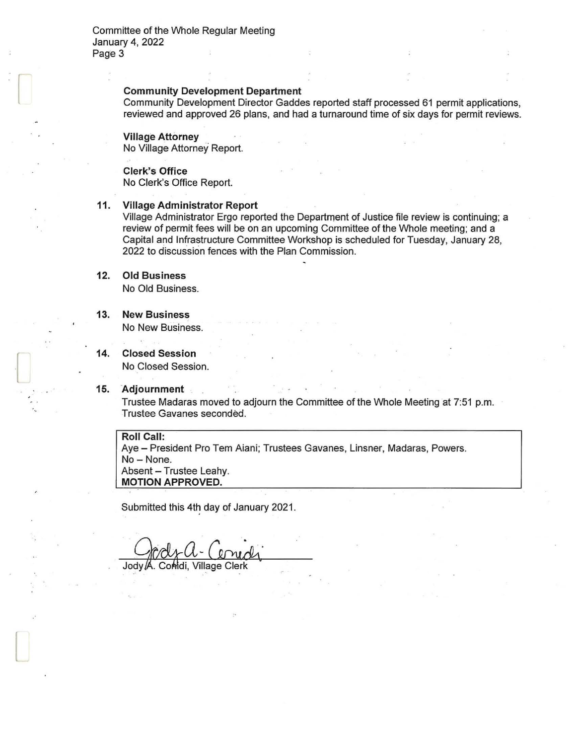**Community Development Department**
Community Development Director Gaddes reported staff processed 61 permit applications, reviewed and approved 26 plans, and had a turnaround time of six days for permit reviews.

**Village Attorney**
No Village Attorney Report.

**Clerk's Office**
No Clerk's Office Report.

**11. Village Administrator Report**
Village Administrator Ergo reported the Department of Justice file review is continuing; a review of permit fees will be on an upcoming Committee of the Whole meeting; and a Capital and Infrastructure Committee Workshop is scheduled for Tuesday, January 28, 2022 to discussion fences with the Plan Commission.

**12. Old Business**
No Old Business.

**13. New Business**
No New Business.

**14. Closed Session**
No Closed Session.

**15. Adjournment**
Trustee Madaras moved to adjourn the Committee of the Whole Meeting at 7:51 p.m. Trustee Gavanes seconded.

**Roll Call:**
Aye – President Pro Tem Aiani; Trustees Gavanes, Linsner, Madaras, Powers.
No – None.
Absent – Trustee Leahy.
**MOTION APPROVED.**

Submitted this 4th day of January 2021.

Jody A. Conidi, Village Clerk